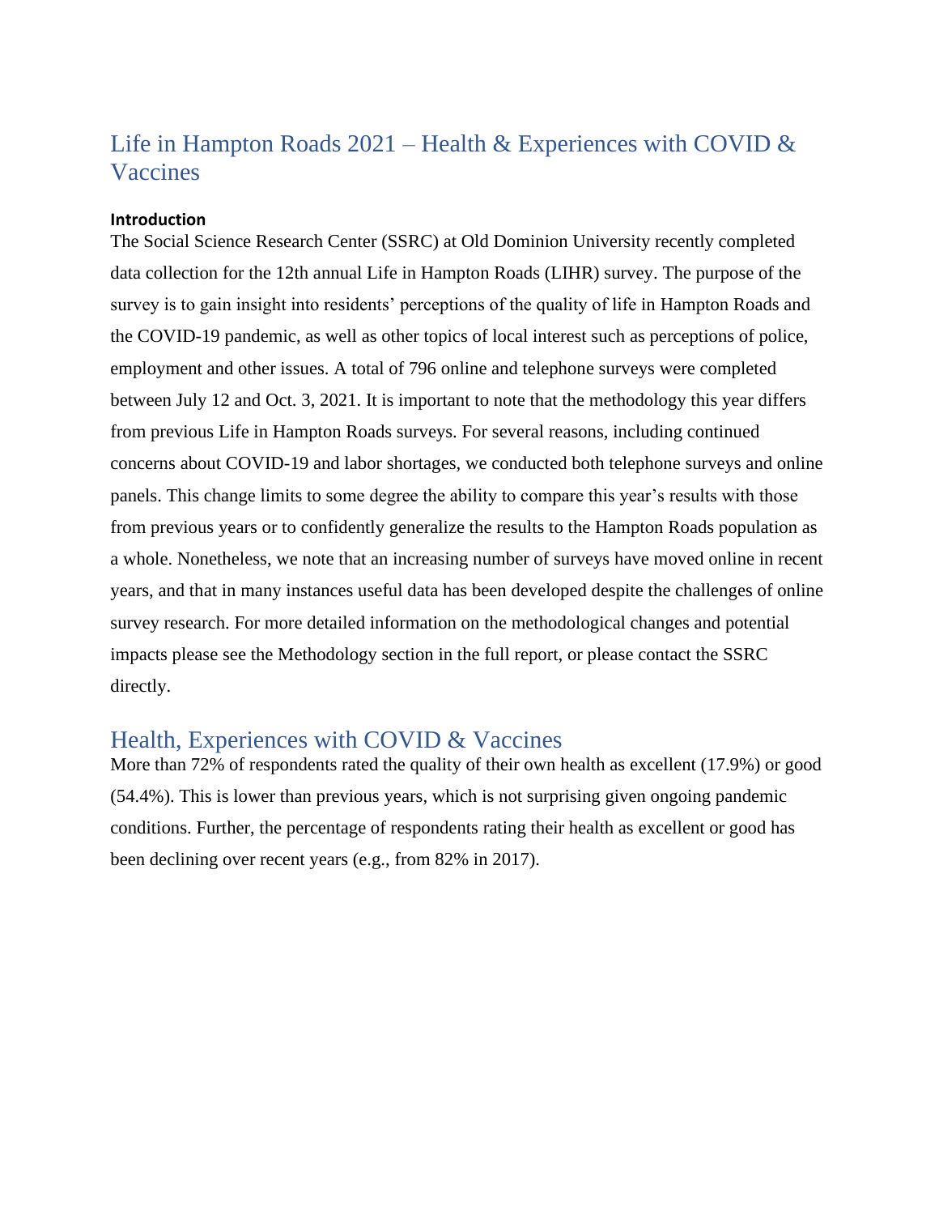# Life in Hampton Roads 2021 – Health & Experiences with COVID & Vaccines

**Introduction**

The Social Science Research Center (SSRC) at Old Dominion University recently completed data collection for the 12th annual Life in Hampton Roads (LIHR) survey. The purpose of the survey is to gain insight into residents' perceptions of the quality of life in Hampton Roads and the COVID-19 pandemic, as well as other topics of local interest such as perceptions of police, employment and other issues. A total of 796 online and telephone surveys were completed between July 12 and Oct. 3, 2021. It is important to note that the methodology this year differs from previous Life in Hampton Roads surveys. For several reasons, including continued concerns about COVID-19 and labor shortages, we conducted both telephone surveys and online panels. This change limits to some degree the ability to compare this year's results with those from previous years or to confidently generalize the results to the Hampton Roads population as a whole. Nonetheless, we note that an increasing number of surveys have moved online in recent years, and that in many instances useful data has been developed despite the challenges of online survey research. For more detailed information on the methodological changes and potential impacts please see the Methodology section in the full report, or please contact the SSRC directly.

## Health, Experiences with COVID & Vaccines

More than 72% of respondents rated the quality of their own health as excellent (17.9%) or good (54.4%). This is lower than previous years, which is not surprising given ongoing pandemic conditions. Further, the percentage of respondents rating their health as excellent or good has been declining over recent years (e.g., from 82% in 2017).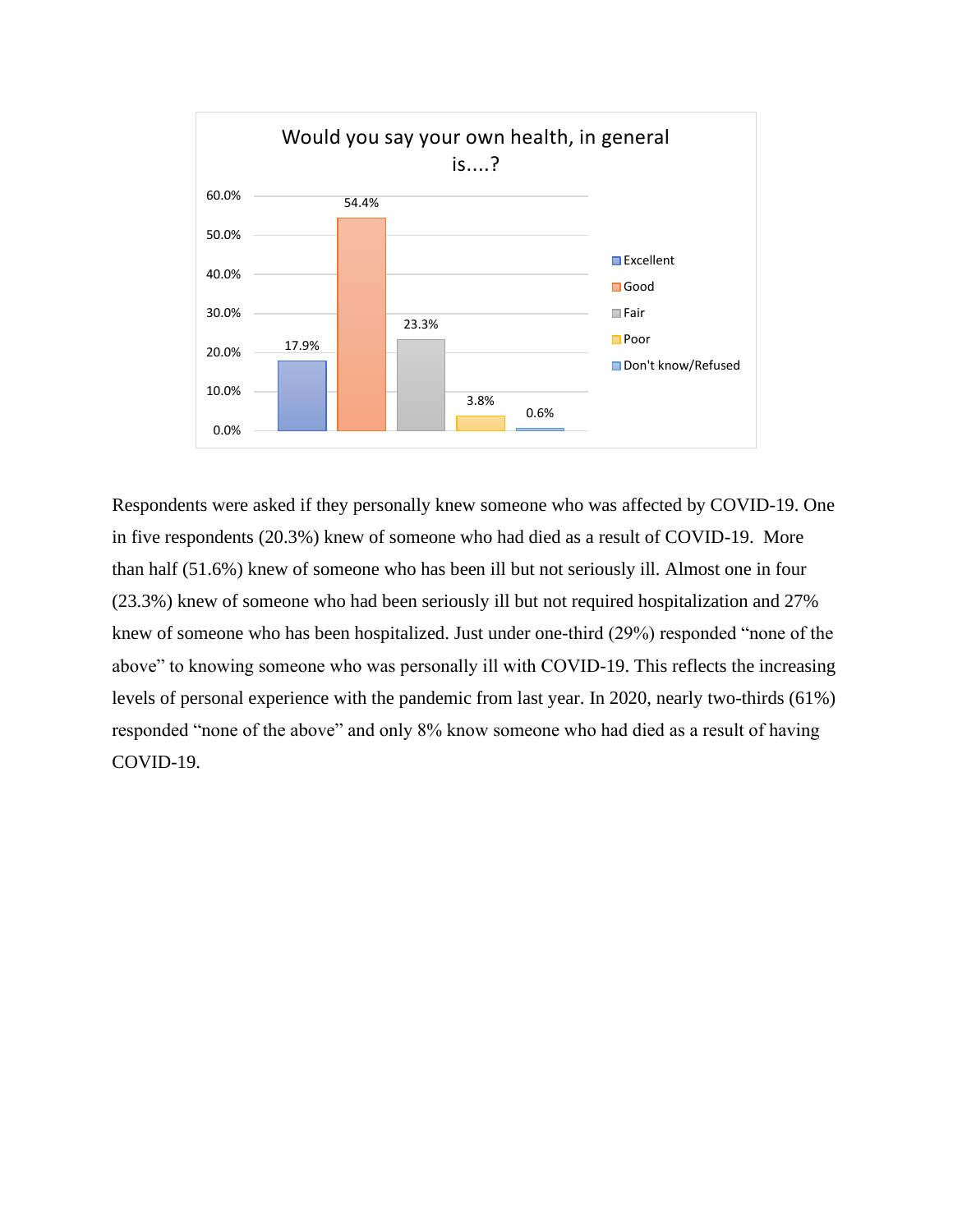**Would you say your own health, in general is....?**

| Response | Percent |
| --- | --- |
| Excellent | 17.9% |
| Good | 54.4% |
| Fair | 23.3% |
| Poor | 3.8% |
| Don't know/Refused | 0.6% |

Respondents were asked if they personally knew someone who was affected by COVID-19. One in five respondents (20.3%) knew of someone who had died as a result of COVID-19. More than half (51.6%) knew of someone who has been ill but not seriously ill. Almost one in four (23.3%) knew of someone who had been seriously ill but not required hospitalization and 27% knew of someone who has been hospitalized. Just under one-third (29%) responded "none of the above" to knowing someone who was personally ill with COVID-19. This reflects the increasing levels of personal experience with the pandemic from last year. In 2020, nearly two-thirds (61%) responded "none of the above" and only 8% know someone who had died as a result of having COVID-19.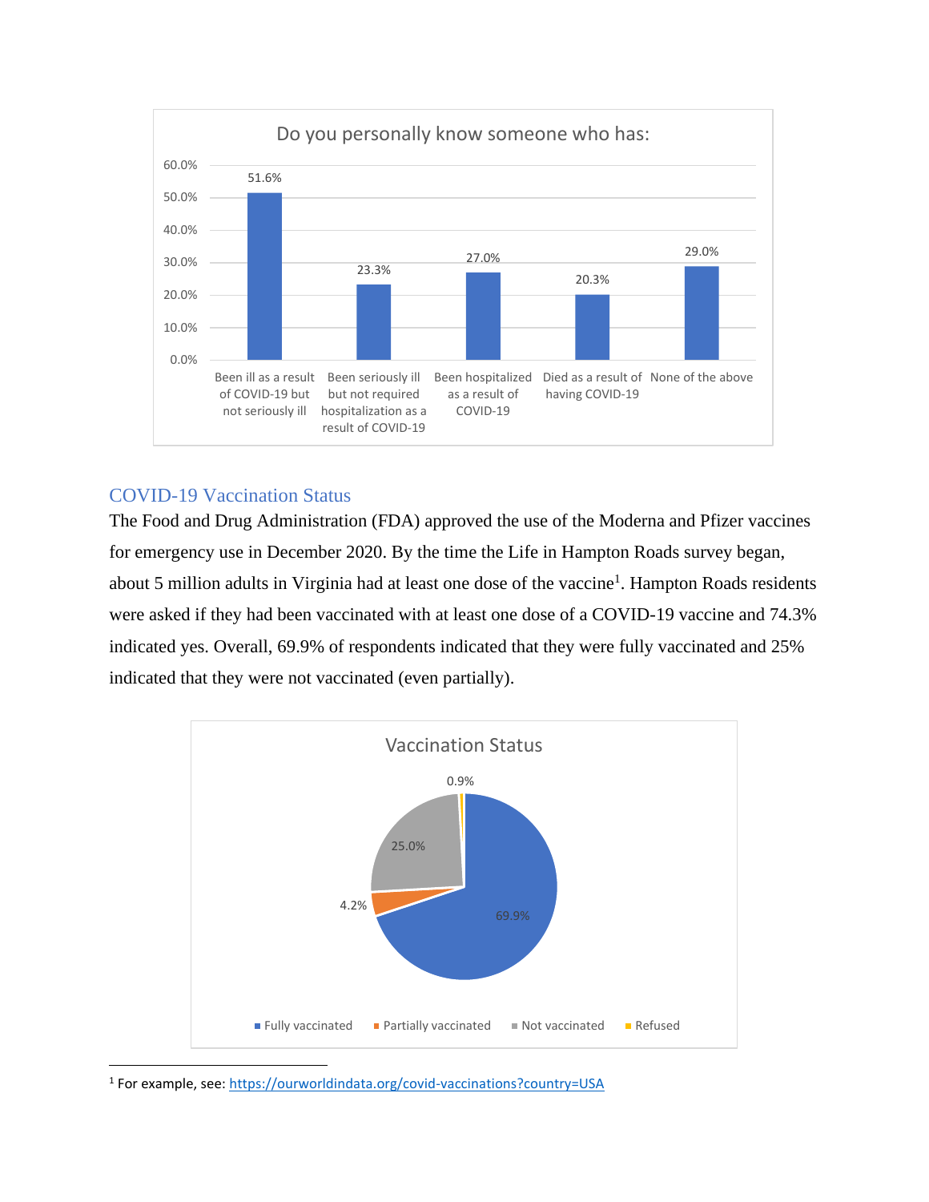**Do you personally know someone who has:**

| Response | Percent |
| --- | --- |
| Been ill as a result of COVID-19 but not seriously ill | 51.6% |
| Been seriously ill but not required hospitalization as a result of COVID-19 | 23.3% |
| Been hospitalized as a result of COVID-19 | 27.0% |
| Died as a result of having COVID-19 | 20.3% |
| None of the above | 29.0% |

## COVID-19 Vaccination Status

The Food and Drug Administration (FDA) approved the use of the Moderna and Pfizer vaccines for emergency use in December 2020. By the time the Life in Hampton Roads survey began, about 5 million adults in Virginia had at least one dose of the vaccine[1]. Hampton Roads residents were asked if they had been vaccinated with at least one dose of a COVID-19 vaccine and 74.3% indicated yes. Overall, 69.9% of respondents indicated that they were fully vaccinated and 25% indicated that they were not vaccinated (even partially).

**Vaccination Status**

| Status | Percent |
| --- | --- |
| Fully vaccinated | 69.9% |
| Partially vaccinated | 4.2% |
| Not vaccinated | 25.0% |
| Refused | 0.9% |

[1] For example, see: https://ourworldindata.org/covid-vaccinations?country=USA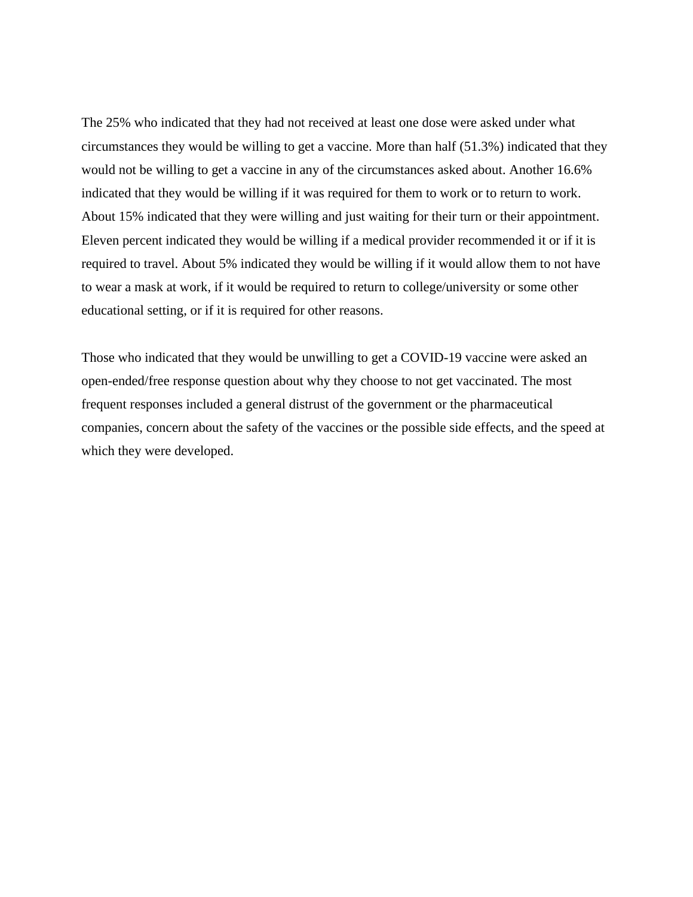The 25% who indicated that they had not received at least one dose were asked under what circumstances they would be willing to get a vaccine. More than half (51.3%) indicated that they would not be willing to get a vaccine in any of the circumstances asked about. Another 16.6% indicated that they would be willing if it was required for them to work or to return to work. About 15% indicated that they were willing and just waiting for their turn or their appointment. Eleven percent indicated they would be willing if a medical provider recommended it or if it is required to travel. About 5% indicated they would be willing if it would allow them to not have to wear a mask at work, if it would be required to return to college/university or some other educational setting, or if it is required for other reasons.

Those who indicated that they would be unwilling to get a COVID-19 vaccine were asked an open-ended/free response question about why they choose to not get vaccinated. The most frequent responses included a general distrust of the government or the pharmaceutical companies, concern about the safety of the vaccines or the possible side effects, and the speed at which they were developed.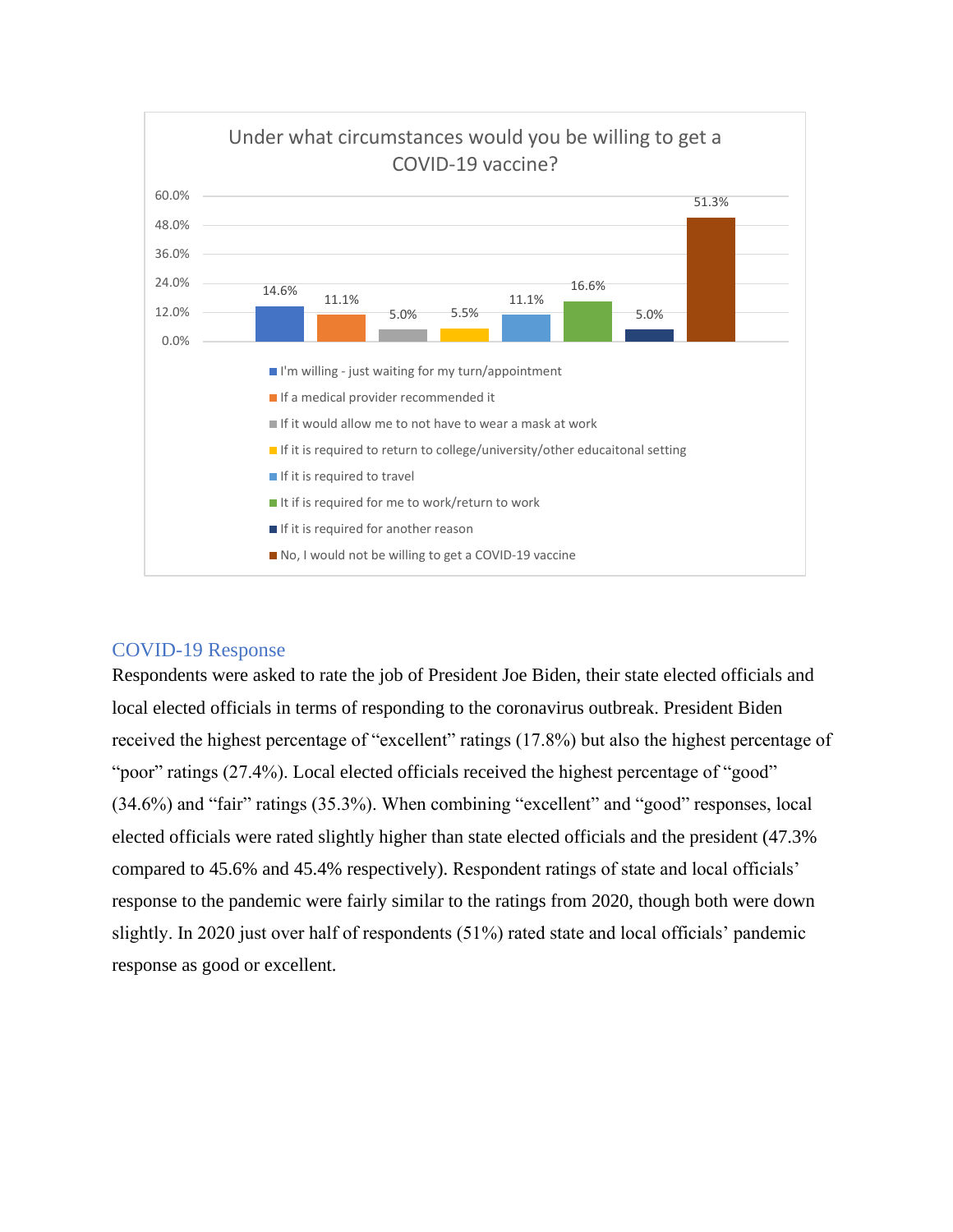**Under what circumstances would you be willing to get a COVID-19 vaccine?**

| Response | Percentage |
|---|---|
| I'm willing - just waiting for my turn/appointment | 14.6% |
| If a medical provider recommended it | 11.1% |
| If it would allow me to not have to wear a mask at work | 5.0% |
| If it is required to return to college/university/other educaitonal setting | 5.5% |
| If it is required to travel | 11.1% |
| It if is required for me to work/return to work | 16.6% |
| If it is required for another reason | 5.0% |
| No, I would not be willing to get a COVID-19 vaccine | 51.3% |

## COVID-19 Response

Respondents were asked to rate the job of President Joe Biden, their state elected officials and local elected officials in terms of responding to the coronavirus outbreak. President Biden received the highest percentage of "excellent" ratings (17.8%) but also the highest percentage of "poor" ratings (27.4%). Local elected officials received the highest percentage of "good" (34.6%) and "fair" ratings (35.3%). When combining "excellent" and "good" responses, local elected officials were rated slightly higher than state elected officials and the president (47.3% compared to 45.6% and 45.4% respectively). Respondent ratings of state and local officials' response to the pandemic were fairly similar to the ratings from 2020, though both were down slightly. In 2020 just over half of respondents (51%) rated state and local officials' pandemic response as good or excellent.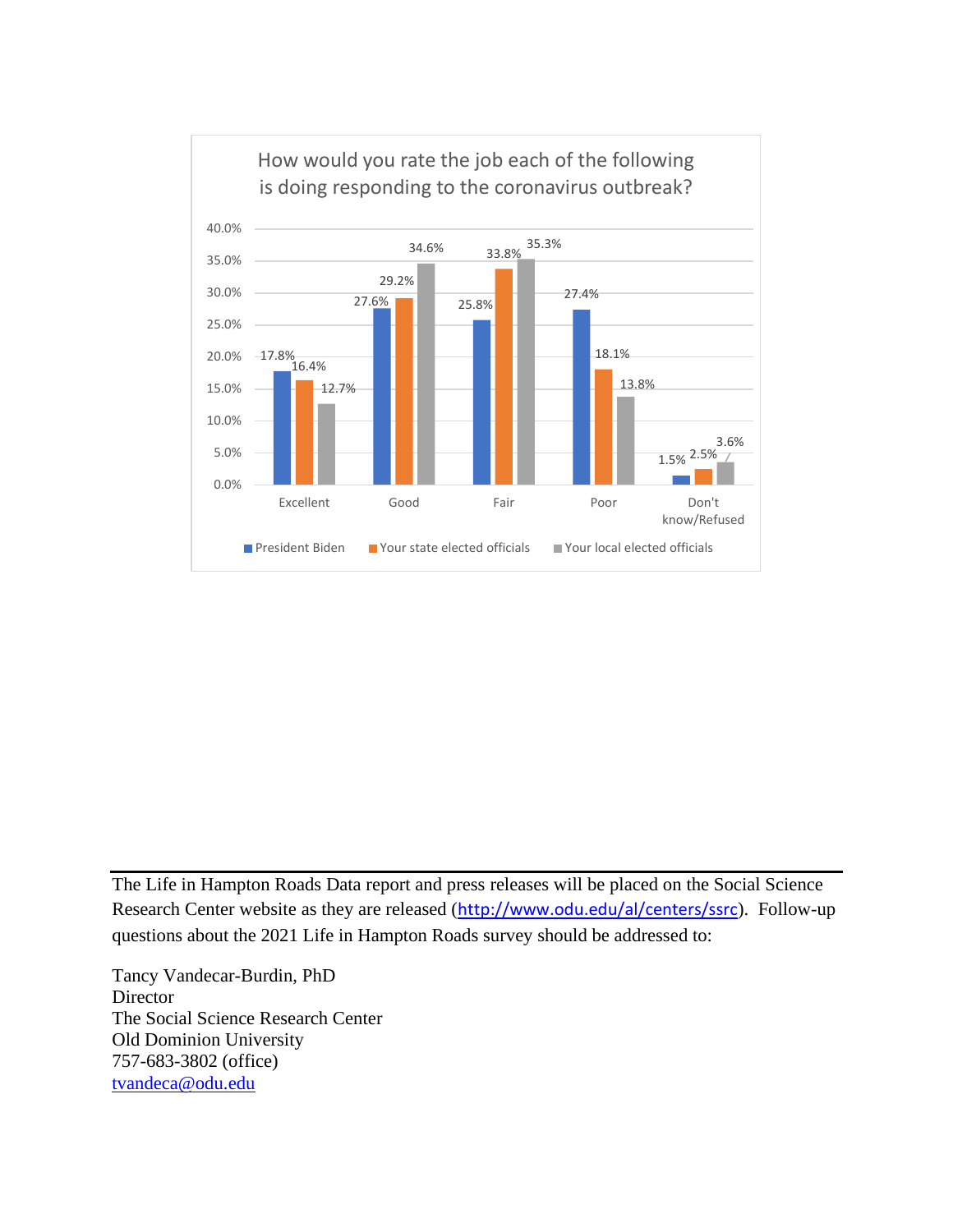How would you rate the job each of the following is doing responding to the coronavirus outbreak?

40.0%
35.0%
30.0%
25.0%
20.0%
15.0%
10.0%
5.0%
0.0%

Excellent: 17.8%, 16.4%, 12.7%
Good: 27.6%, 29.2%, 34.6%
Fair: 25.8%, 33.8%, 35.3%
Poor: 27.4%, 18.1%, 13.8%
Don't know/Refused: 1.5%, 2.5%, 3.6%

President Biden
Your state elected officials
Your local elected officials

---

The Life in Hampton Roads Data report and press releases will be placed on the Social Science Research Center website as they are released (http://www.odu.edu/al/centers/ssrc). Follow-up questions about the 2021 Life in Hampton Roads survey should be addressed to:

Tancy Vandecar-Burdin, PhD
Director
The Social Science Research Center
Old Dominion University
757-683-3802 (office)
tvandeca@odu.edu